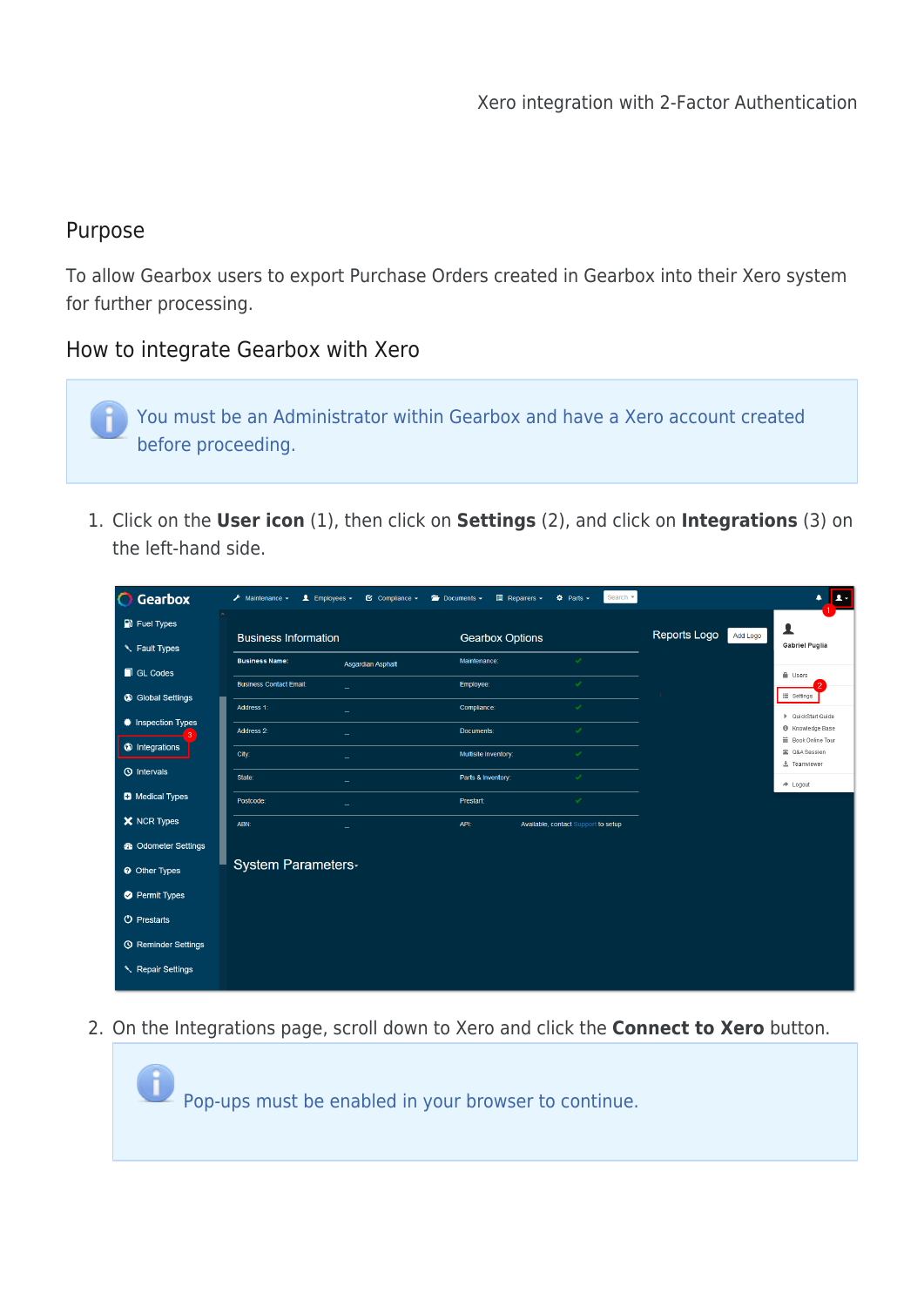# Xero integration with 2-Factor Authentication

## Purpose

To allow Gearbox users to export Purchase Orders created in Gearbox into their Xero system for further processing.

## How to integrate Gearbox with Xero

> You must be an Administrator within Gearbox and have a Xero account created before proceeding.

1. Click on the **User icon** (1), then click on **Settings** (2), and click on **Integrations** (3) on the left-hand side.

2. On the Integrations page, scroll down to Xero and click the **Connect to Xero** button.

> Pop-ups must be enabled in your browser to continue.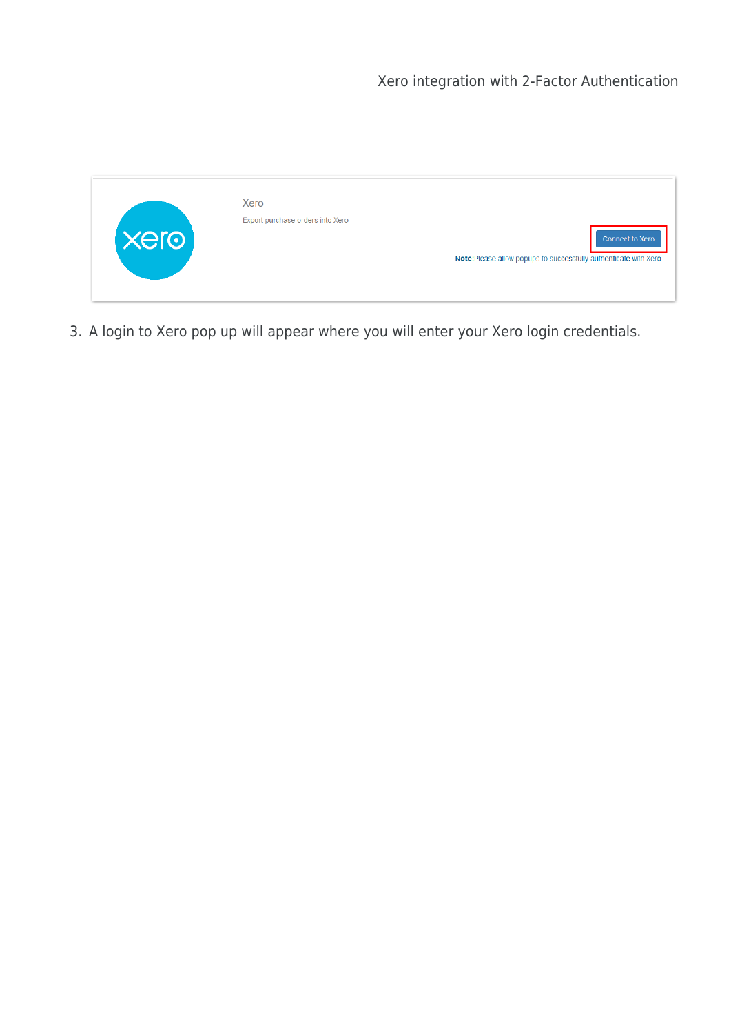3. A login to Xero pop up will appear where you will enter your Xero login credentials.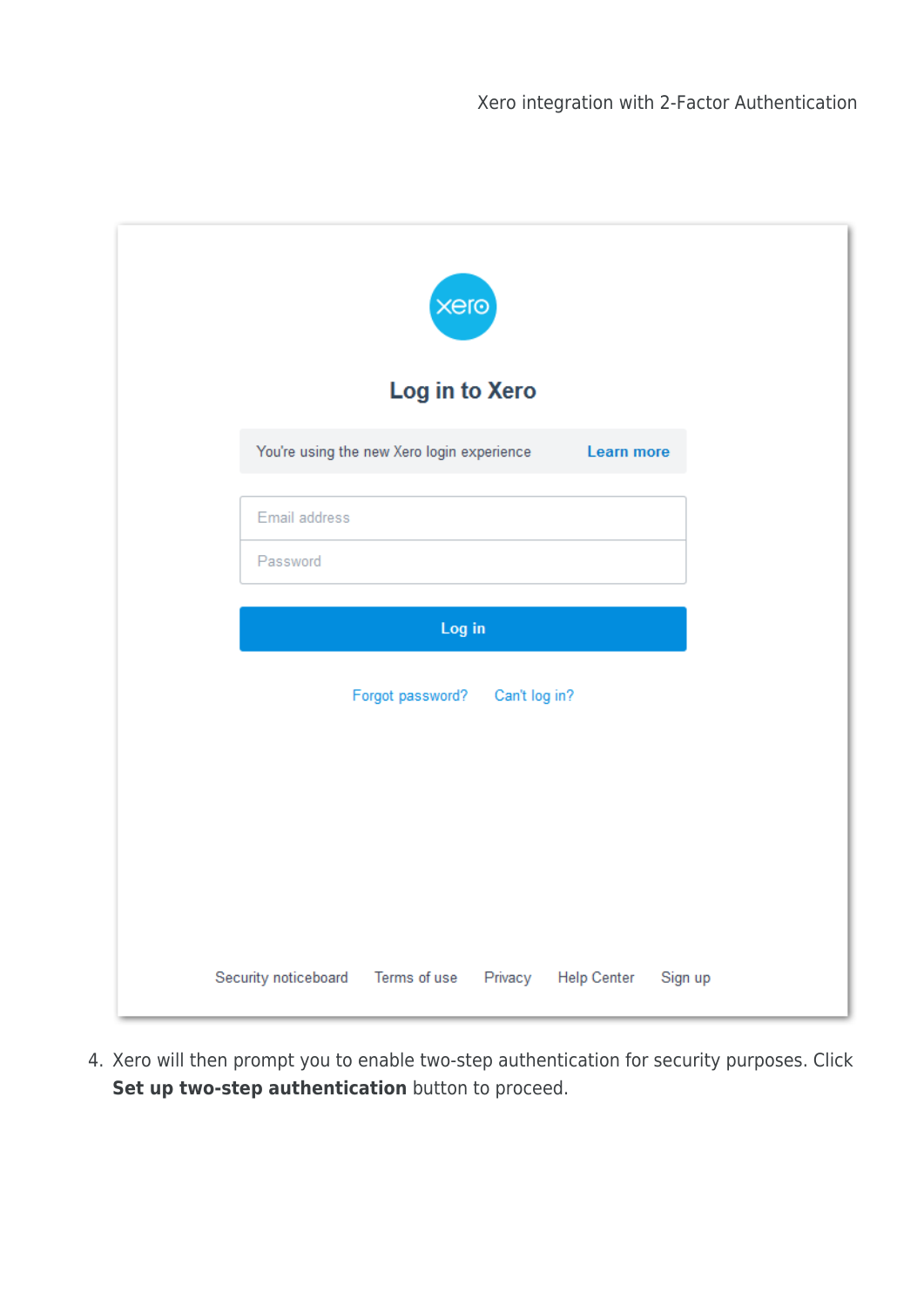4. Xero will then prompt you to enable two-step authentication for security purposes. Click **Set up two-step authentication** button to proceed.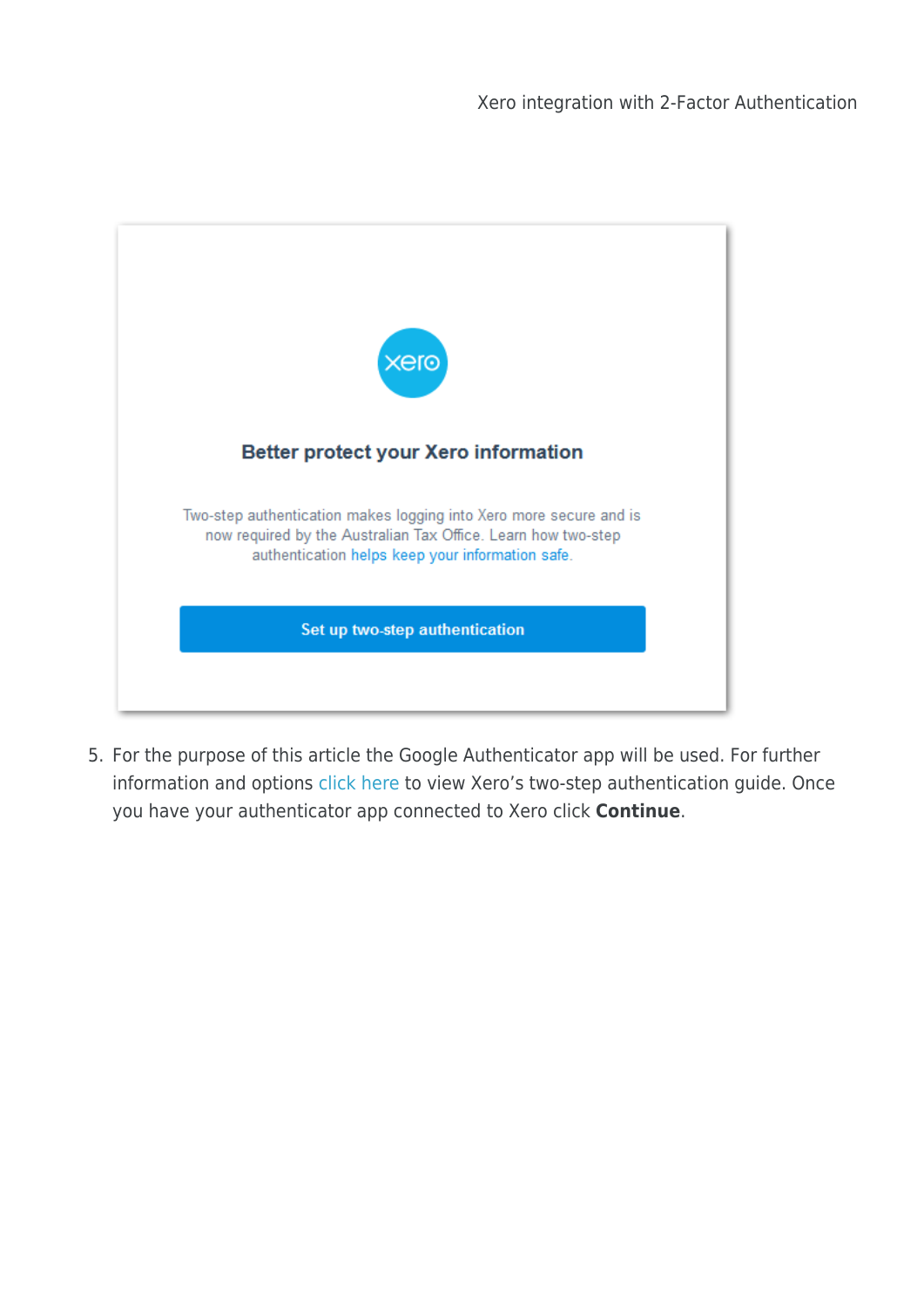5. For the purpose of this article the Google Authenticator app will be used. For further information and options click here to view Xero's two-step authentication guide. Once you have your authenticator app connected to Xero click **Continue**.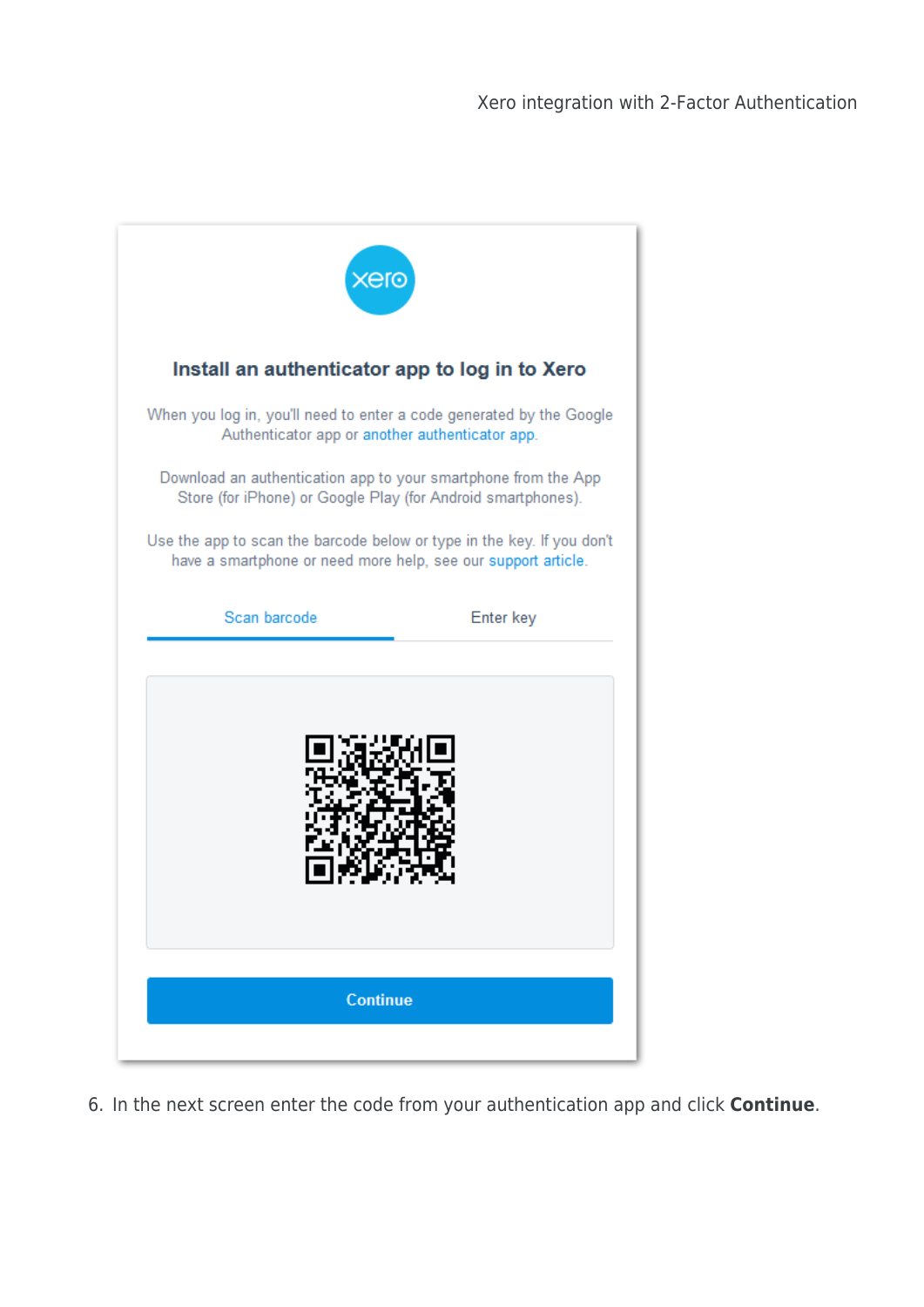Install an authenticator app to log in to Xero

When you log in, you'll need to enter a code generated by the Google Authenticator app or another authenticator app.

Download an authentication app to your smartphone from the App Store (for iPhone) or Google Play (for Android smartphones).

Use the app to scan the barcode below or type in the key. If you don't have a smartphone or need more help, see our support article.

Scan barcode | Enter key

Continue

6. In the next screen enter the code from your authentication app and click **Continue**.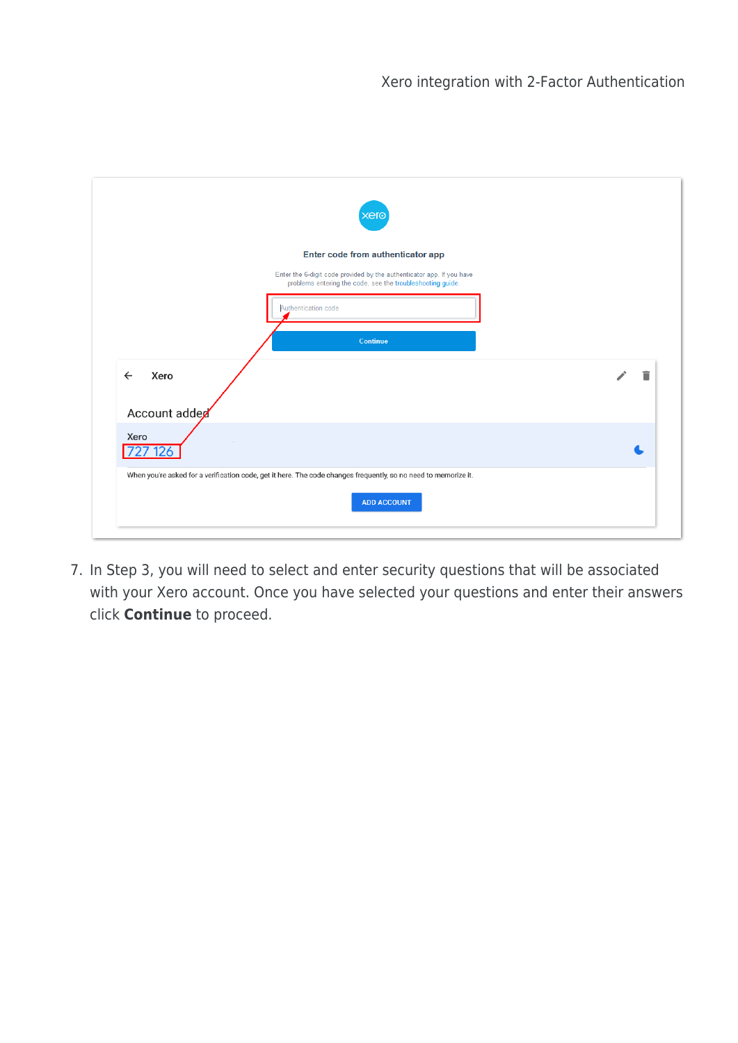7. In Step 3, you will need to select and enter security questions that will be associated with your Xero account. Once you have selected your questions and enter their answers click **Continue** to proceed.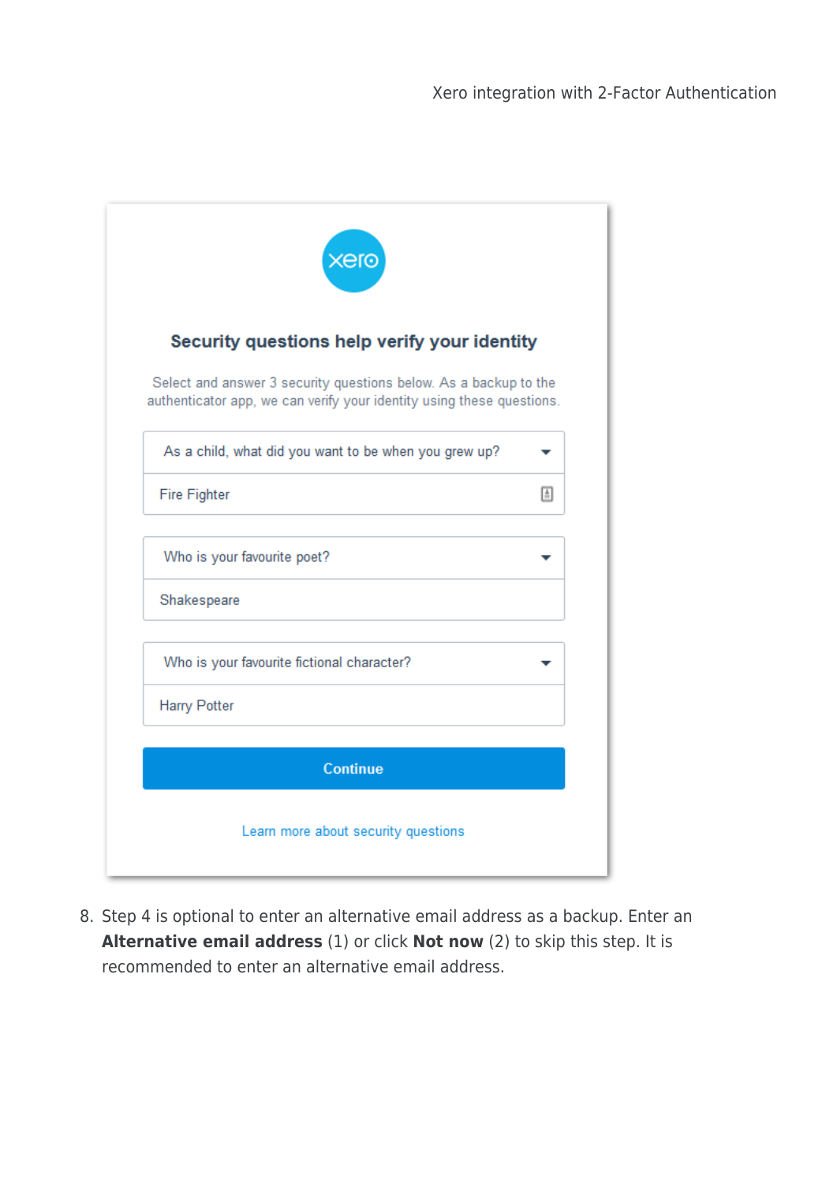**Security questions help verify your identity**

Select and answer 3 security questions below. As a backup to the authenticator app, we can verify your identity using these questions.

As a child, what did you want to be when you grew up?

Fire Fighter

Who is your favourite poet?

Shakespeare

Who is your favourite fictional character?

Harry Potter

Continue

Learn more about security questions

8. Step 4 is optional to enter an alternative email address as a backup. Enter an **Alternative email address** (1) or click **Not now** (2) to skip this step. It is recommended to enter an alternative email address.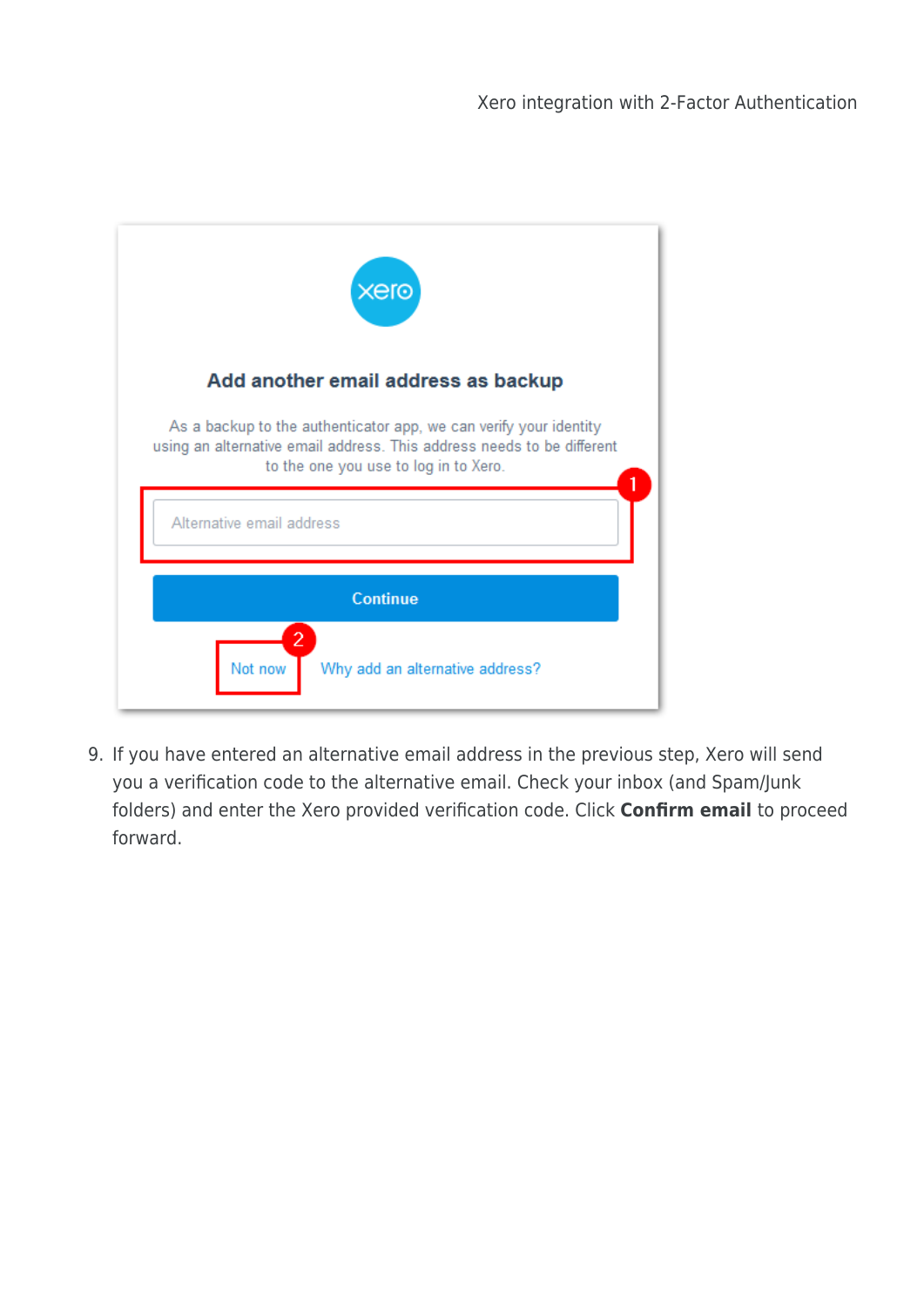**Add another email address as backup**

As a backup to the authenticator app, we can verify your identity using an alternative email address. This address needs to be different to the one you use to log in to Xero.

Alternative email address

Continue

Not now　　Why add an alternative address?

9. If you have entered an alternative email address in the previous step, Xero will send you a verification code to the alternative email. Check your inbox (and Spam/Junk folders) and enter the Xero provided verification code. Click **Confirm email** to proceed forward.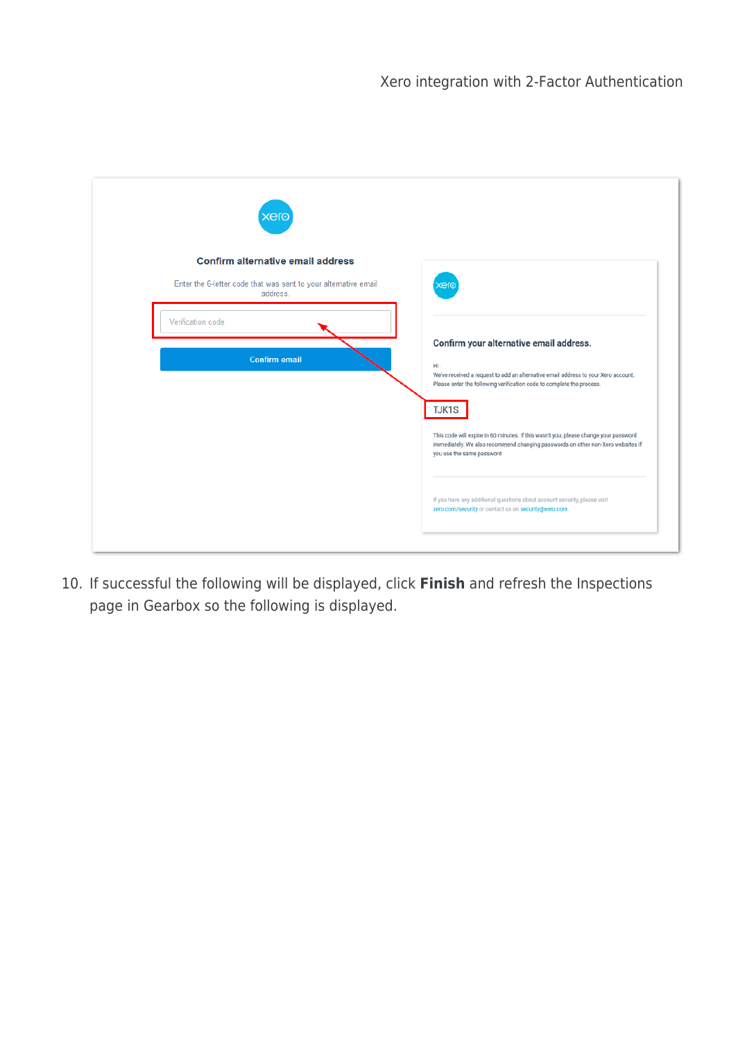10. If successful the following will be displayed, click **Finish** and refresh the Inspections page in Gearbox so the following is displayed.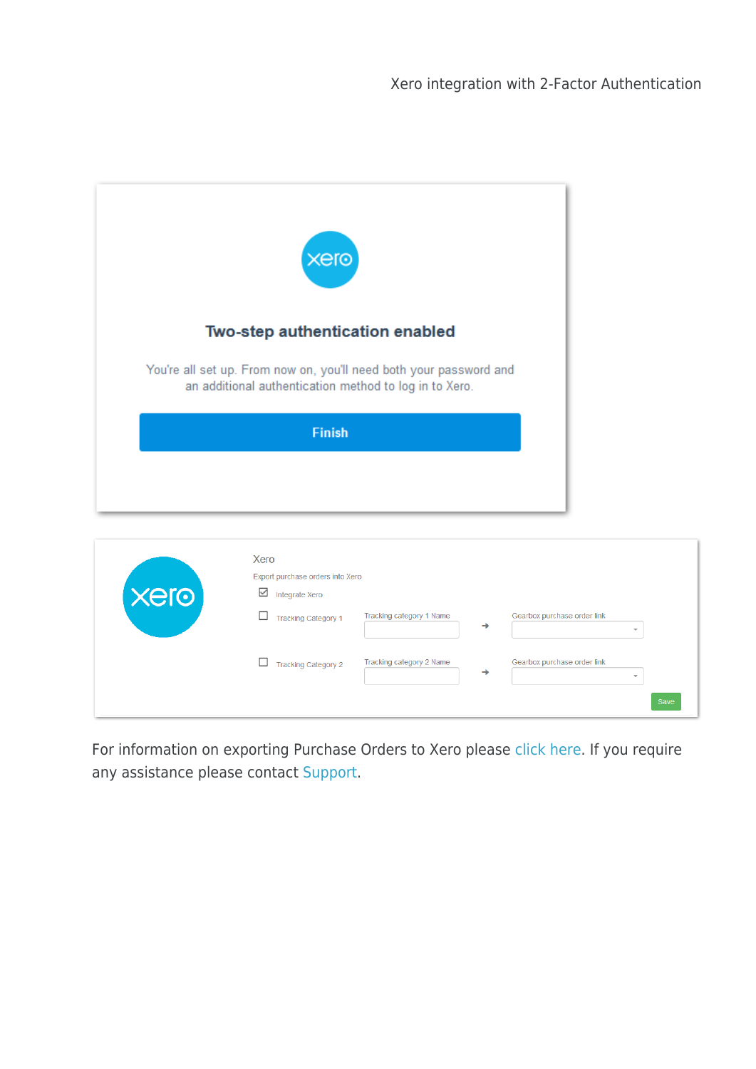For information on exporting Purchase Orders to Xero please click here. If you require any assistance please contact Support.